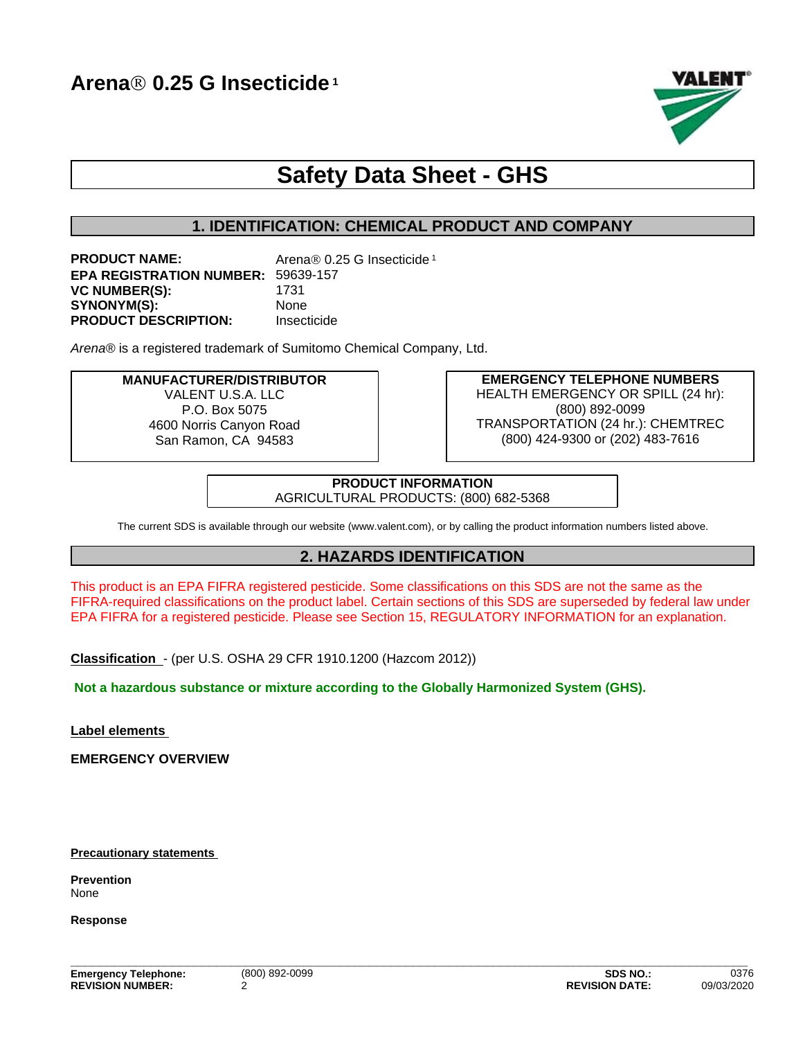# Arena® 0.25 G Insecticide [1]

VALENT

# Safety Data Sheet - GHS

## 1. IDENTIFICATION: CHEMICAL PRODUCT AND COMPANY

**PRODUCT NAME:** Arena® 0.25 G Insecticide [1]
**EPA REGISTRATION NUMBER:** 59639-157
**VC NUMBER(S):** 1731
**SYNONYM(S):** None
**PRODUCT DESCRIPTION:** Insecticide

*Arena®* is a registered trademark of Sumitomo Chemical Company, Ltd.

**MANUFACTURER/DISTRIBUTOR**
VALENT U.S.A. LLC
P.O. Box 5075
4600 Norris Canyon Road
San Ramon, CA 94583

**EMERGENCY TELEPHONE NUMBERS**
HEALTH EMERGENCY OR SPILL (24 hr):
(800) 892-0099
TRANSPORTATION (24 hr.): CHEMTREC
(800) 424-9300 or (202) 483-7616

**PRODUCT INFORMATION**
AGRICULTURAL PRODUCTS: (800) 682-5368

The current SDS is available through our website (www.valent.com), or by calling the product information numbers listed above.

## 2. HAZARDS IDENTIFICATION

This product is an EPA FIFRA registered pesticide. Some classifications on this SDS are not the same as the FIFRA-required classifications on the product label. Certain sections of this SDS are superseded by federal law under EPA FIFRA for a registered pesticide. Please see Section 15, REGULATORY INFORMATION for an explanation.

**Classification** - (per U.S. OSHA 29 CFR 1910.1200 (Hazcom 2012))

**Not a hazardous substance or mixture according to the Globally Harmonized System (GHS).**

**Label elements**

**EMERGENCY OVERVIEW**

**Precautionary statements**

**Prevention**
None

**Response**

**Emergency Telephone:** (800) 892-0099
**REVISION NUMBER:** 2
**SDS NO.:** 0376
**REVISION DATE:** 09/03/2020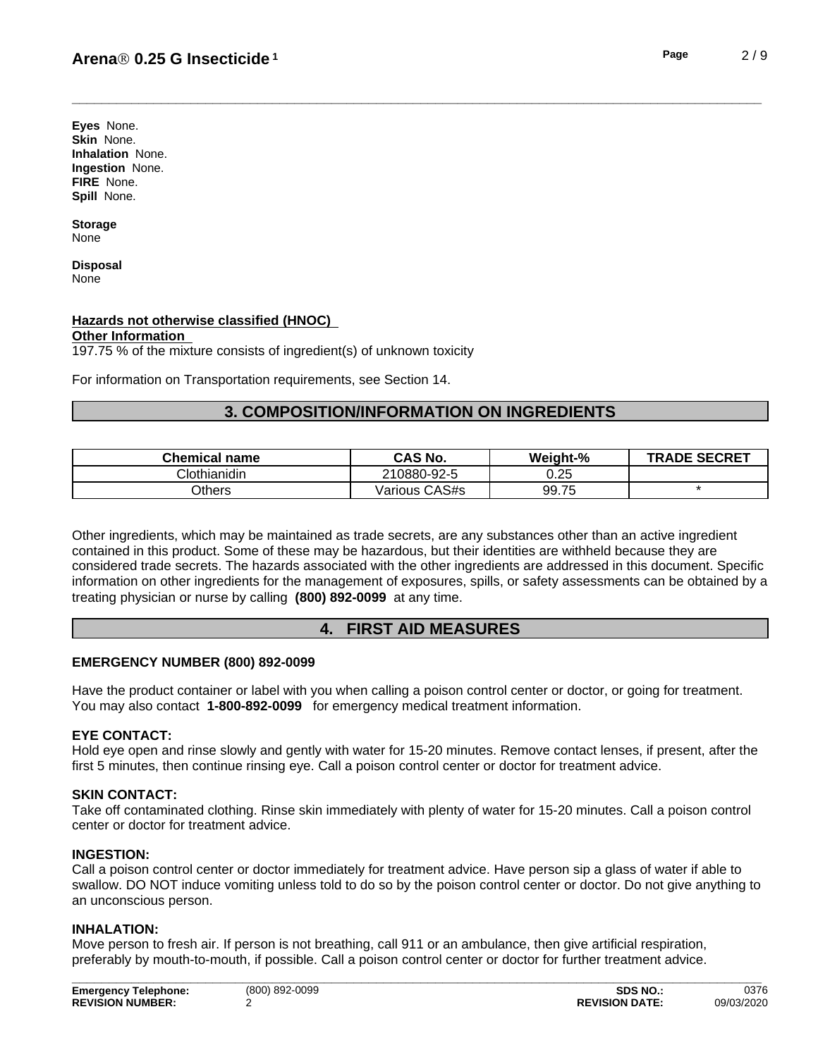**Eyes** None.
**Skin** None.
**Inhalation** None.
**Ingestion** None.
**FIRE** None.
**Spill** None.

**Storage**
None

**Disposal**
None

**Hazards not otherwise classified (HNOC)**

**Other Information**

197.75 % of the mixture consists of ingredient(s) of unknown toxicity

For information on Transportation requirements, see Section 14.

## 3. COMPOSITION/INFORMATION ON INGREDIENTS

| Chemical name | CAS No. | Weight-% | TRADE SECRET |
|---|---|---|---|
| Clothianidin | 210880-92-5 | 0.25 | |
| Others | Various CAS#s | 99.75 | * |

Other ingredients, which may be maintained as trade secrets, are any substances other than an active ingredient contained in this product. Some of these may be hazardous, but their identities are withheld because they are considered trade secrets. The hazards associated with the other ingredients are addressed in this document. Specific information on other ingredients for the management of exposures, spills, or safety assessments can be obtained by a treating physician or nurse by calling **(800) 892-0099** at any time.

## 4. FIRST AID MEASURES

**EMERGENCY NUMBER (800) 892-0099**

Have the product container or label with you when calling a poison control center or doctor, or going for treatment. You may also contact **1-800-892-0099** for emergency medical treatment information.

**EYE CONTACT:**
Hold eye open and rinse slowly and gently with water for 15-20 minutes. Remove contact lenses, if present, after the first 5 minutes, then continue rinsing eye. Call a poison control center or doctor for treatment advice.

**SKIN CONTACT:**
Take off contaminated clothing. Rinse skin immediately with plenty of water for 15-20 minutes. Call a poison control center or doctor for treatment advice.

**INGESTION:**
Call a poison control center or doctor immediately for treatment advice. Have person sip a glass of water if able to swallow. DO NOT induce vomiting unless told to do so by the poison control center or doctor. Do not give anything to an unconscious person.

**INHALATION:**
Move person to fresh air. If person is not breathing, call 911 or an ambulance, then give artificial respiration, preferably by mouth-to-mouth, if possible. Call a poison control center or doctor for further treatment advice.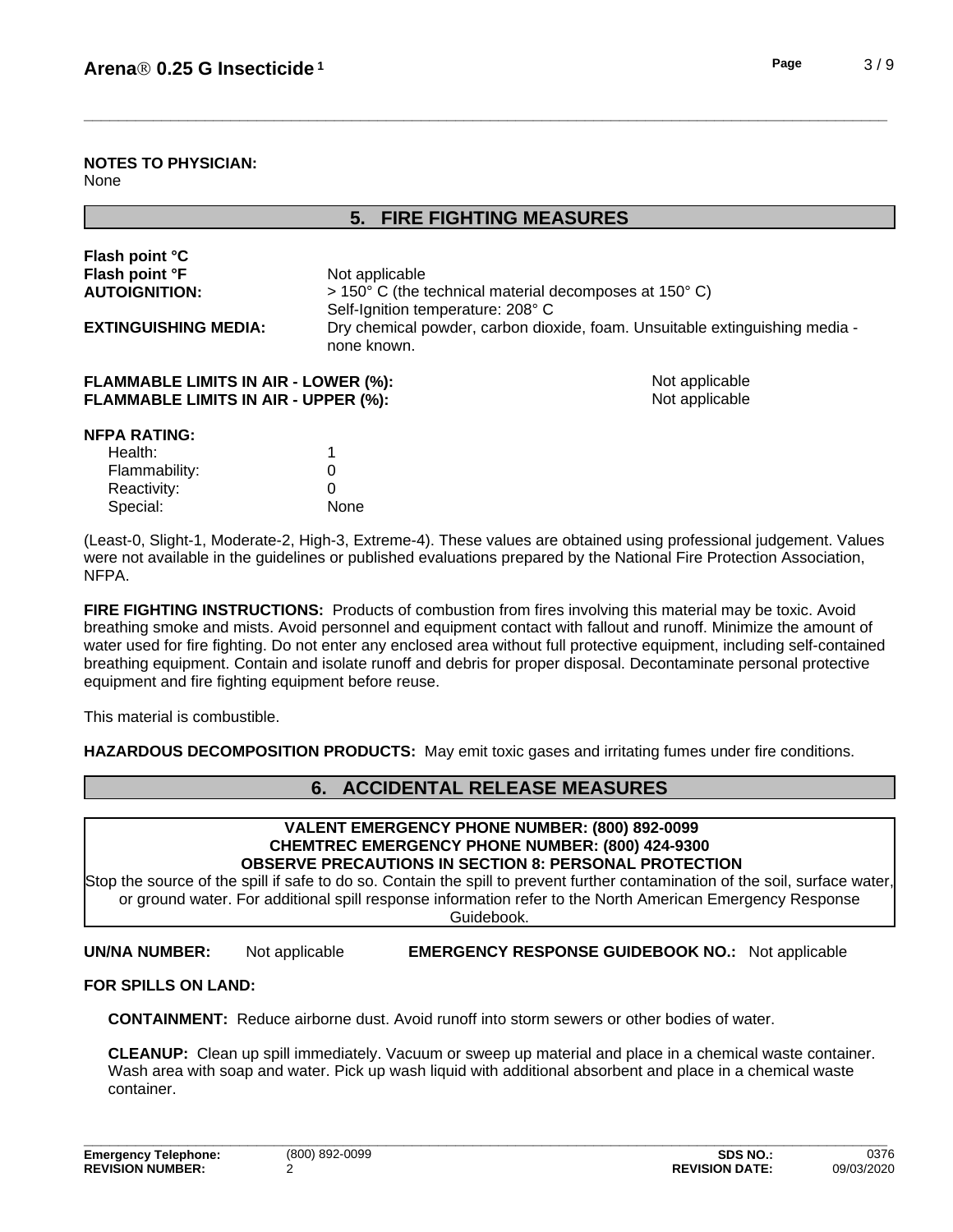**NOTES TO PHYSICIAN:**
None

## 5. FIRE FIGHTING MEASURES

| | |
|---|---|
| **Flash point °C** | |
| **Flash point °F** | Not applicable |
| **AUTOIGNITION:** | > 150° C (the technical material decomposes at 150° C)<br>Self-Ignition temperature: 208° C |
| **EXTINGUISHING MEDIA:** | Dry chemical powder, carbon dioxide, foam. Unsuitable extinguishing media - none known. |

**FLAMMABLE LIMITS IN AIR - LOWER (%):** Not applicable
**FLAMMABLE LIMITS IN AIR - UPPER (%):** Not applicable

**NFPA RATING:**

| | |
|---|---|
| Health: | 1 |
| Flammability: | 0 |
| Reactivity: | 0 |
| Special: | None |

(Least-0, Slight-1, Moderate-2, High-3, Extreme-4). These values are obtained using professional judgement. Values were not available in the guidelines or published evaluations prepared by the National Fire Protection Association, NFPA.

**FIRE FIGHTING INSTRUCTIONS:** Products of combustion from fires involving this material may be toxic. Avoid breathing smoke and mists. Avoid personnel and equipment contact with fallout and runoff. Minimize the amount of water used for fire fighting. Do not enter any enclosed area without full protective equipment, including self-contained breathing equipment. Contain and isolate runoff and debris for proper disposal. Decontaminate personal protective equipment and fire fighting equipment before reuse.

This material is combustible.

**HAZARDOUS DECOMPOSITION PRODUCTS:** May emit toxic gases and irritating fumes under fire conditions.

## 6. ACCIDENTAL RELEASE MEASURES

**VALENT EMERGENCY PHONE NUMBER: (800) 892-0099**
**CHEMTREC EMERGENCY PHONE NUMBER: (800) 424-9300**
**OBSERVE PRECAUTIONS IN SECTION 8: PERSONAL PROTECTION**
Stop the source of the spill if safe to do so. Contain the spill to prevent further contamination of the soil, surface water, or ground water. For additional spill response information refer to the North American Emergency Response Guidebook.

**UN/NA NUMBER:** Not applicable **EMERGENCY RESPONSE GUIDEBOOK NO.:** Not applicable

**FOR SPILLS ON LAND:**

**CONTAINMENT:** Reduce airborne dust. Avoid runoff into storm sewers or other bodies of water.

**CLEANUP:** Clean up spill immediately. Vacuum or sweep up material and place in a chemical waste container. Wash area with soap and water. Pick up wash liquid with additional absorbent and place in a chemical waste container.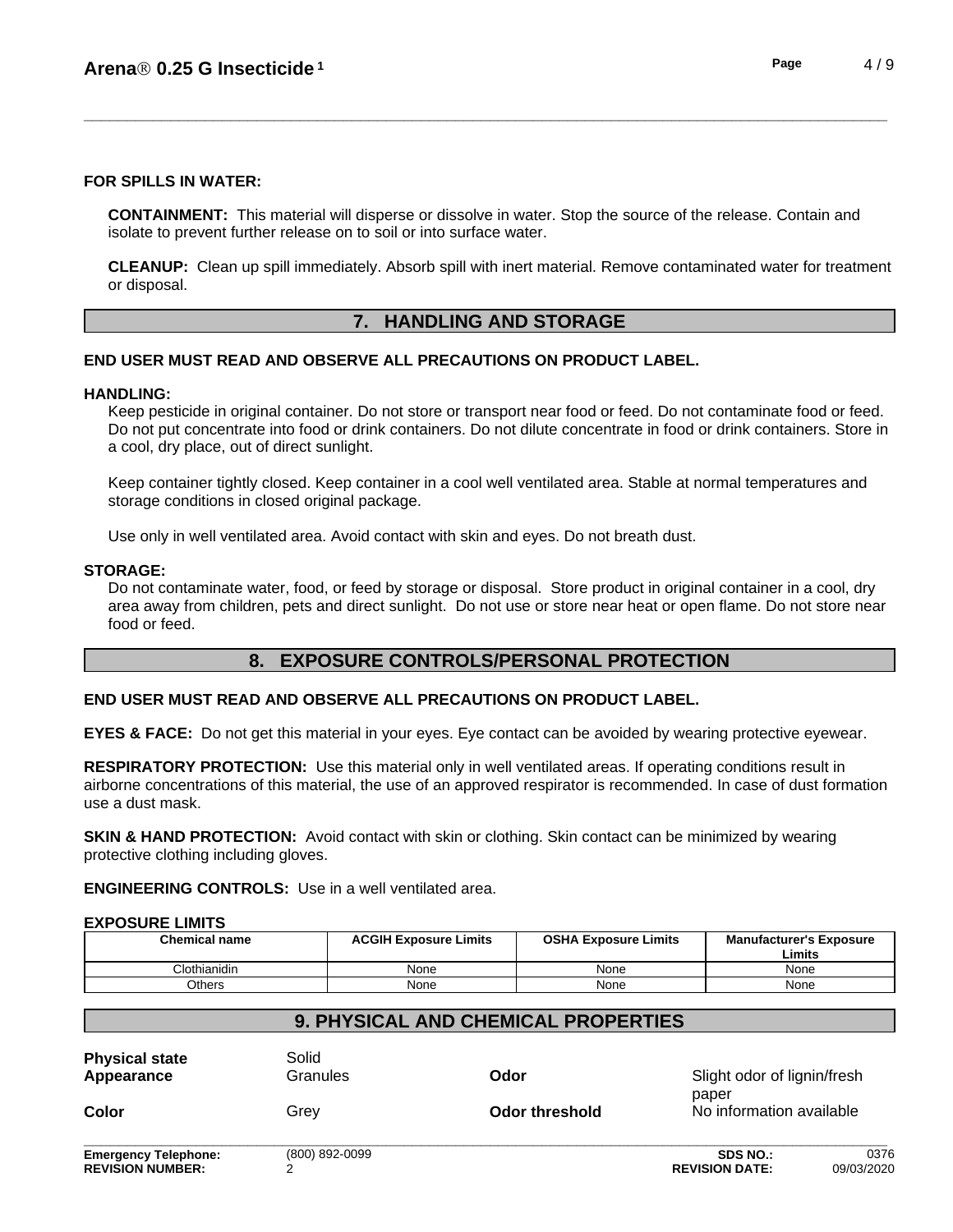**FOR SPILLS IN WATER:**

**CONTAINMENT:** This material will disperse or dissolve in water. Stop the source of the release. Contain and isolate to prevent further release on to soil or into surface water.

**CLEANUP:** Clean up spill immediately. Absorb spill with inert material. Remove contaminated water for treatment or disposal.

## 7. HANDLING AND STORAGE

**END USER MUST READ AND OBSERVE ALL PRECAUTIONS ON PRODUCT LABEL.**

**HANDLING:**

Keep pesticide in original container. Do not store or transport near food or feed. Do not contaminate food or feed. Do not put concentrate into food or drink containers. Do not dilute concentrate in food or drink containers. Store in a cool, dry place, out of direct sunlight.

Keep container tightly closed. Keep container in a cool well ventilated area. Stable at normal temperatures and storage conditions in closed original package.

Use only in well ventilated area. Avoid contact with skin and eyes. Do not breath dust.

**STORAGE:**

Do not contaminate water, food, or feed by storage or disposal. Store product in original container in a cool, dry area away from children, pets and direct sunlight. Do not use or store near heat or open flame. Do not store near food or feed.

## 8. EXPOSURE CONTROLS/PERSONAL PROTECTION

**END USER MUST READ AND OBSERVE ALL PRECAUTIONS ON PRODUCT LABEL.**

**EYES & FACE:** Do not get this material in your eyes. Eye contact can be avoided by wearing protective eyewear.

**RESPIRATORY PROTECTION:** Use this material only in well ventilated areas. If operating conditions result in airborne concentrations of this material, the use of an approved respirator is recommended. In case of dust formation use a dust mask.

**SKIN & HAND PROTECTION:** Avoid contact with skin or clothing. Skin contact can be minimized by wearing protective clothing including gloves.

**ENGINEERING CONTROLS:** Use in a well ventilated area.

**EXPOSURE LIMITS**

| Chemical name | ACGIH Exposure Limits | OSHA Exposure Limits | Manufacturer's Exposure Limits |
|---|---|---|---|
| Clothianidin | None | None | None |
| Others | None | None | None |

## 9. PHYSICAL AND CHEMICAL PROPERTIES

| | | | |
|---|---|---|---|
| **Physical state** | Solid | | |
| **Appearance** | Granules | **Odor** | Slight odor of lignin/fresh paper |
| **Color** | Grey | **Odor threshold** | No information available |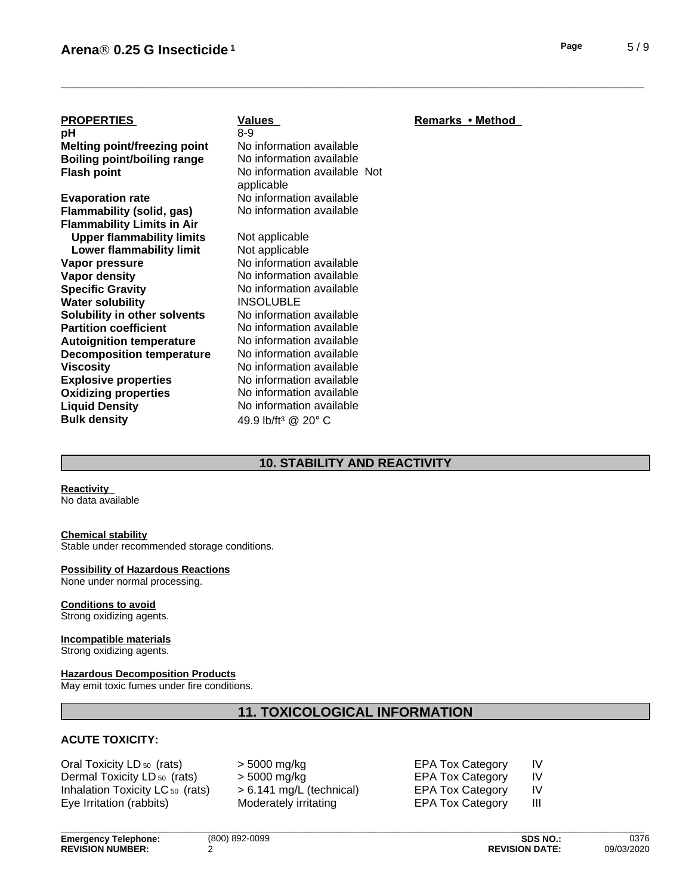| PROPERTIES | Values | Remarks • Method |
|---|---|---|
| **pH** | 8-9 | |
| **Melting point/freezing point** | No information available | |
| **Boiling point/boiling range** | No information available | |
| **Flash point** | No information available Not applicable | |
| **Evaporation rate** | No information available | |
| **Flammability (solid, gas)** | No information available | |
| **Flammability Limits in Air** | | |
| **Upper flammability limits** | Not applicable | |
| **Lower flammability limit** | Not applicable | |
| **Vapor pressure** | No information available | |
| **Vapor density** | No information available | |
| **Specific Gravity** | No information available | |
| **Water solubility** | INSOLUBLE | |
| **Solubility in other solvents** | No information available | |
| **Partition coefficient** | No information available | |
| **Autoignition temperature** | No information available | |
| **Decomposition temperature** | No information available | |
| **Viscosity** | No information available | |
| **Explosive properties** | No information available | |
| **Oxidizing properties** | No information available | |
| **Liquid Density** | No information available | |
| **Bulk density** | 49.9 lb/ft³ @ 20° C | |

## 10. STABILITY AND REACTIVITY

**Reactivity**
No data available

**Chemical stability**
Stable under recommended storage conditions.

**Possibility of Hazardous Reactions**
None under normal processing.

**Conditions to avoid**
Strong oxidizing agents.

**Incompatible materials**
Strong oxidizing agents.

**Hazardous Decomposition Products**
May emit toxic fumes under fire conditions.

## 11. TOXICOLOGICAL INFORMATION

**ACUTE TOXICITY:**

| | | | |
|---|---|---|---|
| Oral Toxicity $LD_{50}$ (rats) | > 5000 mg/kg | EPA Tox Category | IV |
| Dermal Toxicity $LD_{50}$ (rats) | > 5000 mg/kg | EPA Tox Category | IV |
| Inhalation Toxicity $LC_{50}$ (rats) | > 6.141 mg/L (technical) | EPA Tox Category | IV |
| Eye Irritation (rabbits) | Moderately irritating | EPA Tox Category | III |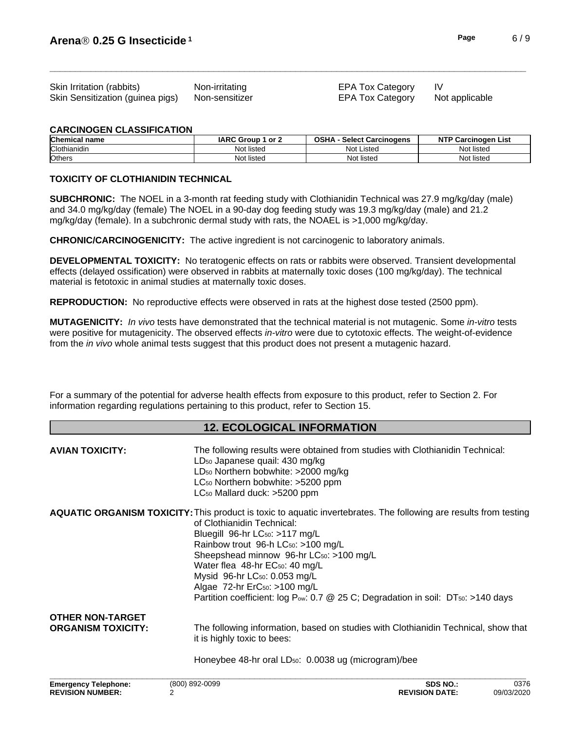| | | | |
|---|---|---|---|
| Skin Irritation (rabbits) | Non-irritating | EPA Tox Category | IV |
| Skin Sensitization (guinea pigs) | Non-sensitizer | EPA Tox Category | Not applicable |

**CARCINOGEN CLASSIFICATION**

| Chemical name | IARC Group 1 or 2 | OSHA - Select Carcinogens | NTP Carcinogen List |
|---|---|---|---|
| Clothianidin | Not listed | Not Listed | Not listed |
| Others | Not listed | Not listed | Not listed |

**TOXICITY OF CLOTHIANIDIN TECHNICAL**

**SUBCHRONIC:** The NOEL in a 3-month rat feeding study with Clothianidin Technical was 27.9 mg/kg/day (male) and 34.0 mg/kg/day (female) The NOEL in a 90-day dog feeding study was 19.3 mg/kg/day (male) and 21.2 mg/kg/day (female). In a subchronic dermal study with rats, the NOAEL is >1,000 mg/kg/day.

**CHRONIC/CARCINOGENICITY:** The active ingredient is not carcinogenic to laboratory animals.

**DEVELOPMENTAL TOXICITY:** No teratogenic effects on rats or rabbits were observed. Transient developmental effects (delayed ossification) were observed in rabbits at maternally toxic doses (100 mg/kg/day). The technical material is fetotoxic in animal studies at maternally toxic doses.

**REPRODUCTION:** No reproductive effects were observed in rats at the highest dose tested (2500 ppm).

**MUTAGENICITY:** *In vivo* tests have demonstrated that the technical material is not mutagenic. Some *in-vitro* tests were positive for mutagenicity. The observed effects *in-vitro* were due to cytotoxic effects. The weight-of-evidence from the *in vivo* whole animal tests suggest that this product does not present a mutagenic hazard.

For a summary of the potential for adverse health effects from exposure to this product, refer to Section 2. For information regarding regulations pertaining to this product, refer to Section 15.

## 12. ECOLOGICAL INFORMATION

**AVIAN TOXICITY:** The following results were obtained from studies with Clothianidin Technical:
$LD_{50}$ Japanese quail: 430 mg/kg
$LD_{50}$ Northern bobwhite: >2000 mg/kg
$LC_{50}$ Northern bobwhite: >5200 ppm
$LC_{50}$ Mallard duck: >5200 ppm

**AQUATIC ORGANISM TOXICITY:** This product is toxic to aquatic invertebrates. The following are results from testing of Clothianidin Technical:
Bluegill 96-hr $LC_{50}$: >117 mg/L
Rainbow trout 96-h $LC_{50}$: >100 mg/L
Sheepshead minnow 96-hr $LC_{50}$: >100 mg/L
Water flea 48-hr $EC_{50}$: 40 mg/L
Mysid 96-hr $LC_{50}$: 0.053 mg/L
Algae 72-hr $ErC_{50}$: >100 mg/L
Partition coefficient: log $P_{ow}$: 0.7 @ 25 C; Degradation in soil: $DT_{50}$: >140 days

**OTHER NON-TARGET ORGANISM TOXICITY:** The following information, based on studies with Clothianidin Technical, show that it is highly toxic to bees:

Honeybee 48-hr oral $LD_{50}$: 0.0038 ug (microgram)/bee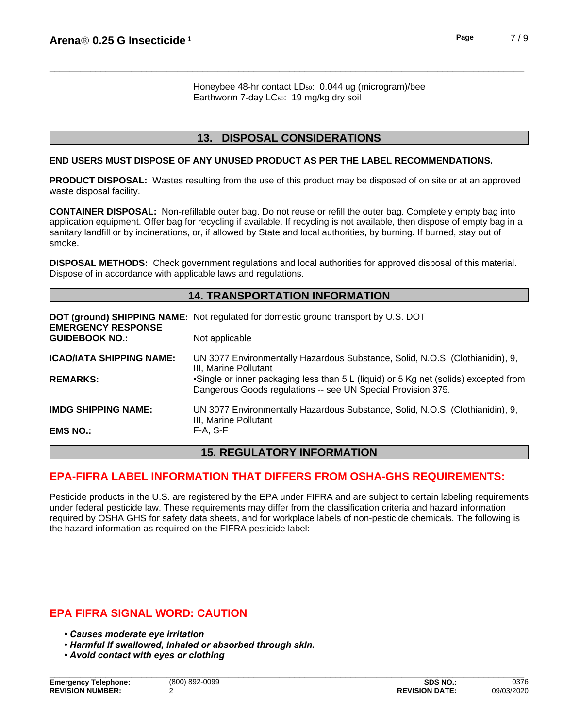Honeybee 48-hr contact $LD_{50}$: 0.044 ug (microgram)/bee
Earthworm 7-day $LC_{50}$: 19 mg/kg dry soil

## 13. DISPOSAL CONSIDERATIONS

**END USERS MUST DISPOSE OF ANY UNUSED PRODUCT AS PER THE LABEL RECOMMENDATIONS.**

**PRODUCT DISPOSAL:** Wastes resulting from the use of this product may be disposed of on site or at an approved waste disposal facility.

**CONTAINER DISPOSAL:** Non-refillable outer bag. Do not reuse or refill the outer bag. Completely empty bag into application equipment. Offer bag for recycling if available. If recycling is not available, then dispose of empty bag in a sanitary landfill or by incinerations, or, if allowed by State and local authorities, by burning. If burned, stay out of smoke.

**DISPOSAL METHODS:** Check government regulations and local authorities for approved disposal of this material. Dispose of in accordance with applicable laws and regulations.

## 14. TRANSPORTATION INFORMATION

| | |
|---|---|
| **DOT (ground) SHIPPING NAME:** | Not regulated for domestic ground transport by U.S. DOT |
| **EMERGENCY RESPONSE GUIDEBOOK NO.:** | Not applicable |
| **ICAO/IATA SHIPPING NAME:** | UN 3077 Environmentally Hazardous Substance, Solid, N.O.S. (Clothianidin), 9, III, Marine Pollutant |
| **REMARKS:** | •Single or inner packaging less than 5 L (liquid) or 5 Kg net (solids) excepted from Dangerous Goods regulations -- see UN Special Provision 375. |
| **IMDG SHIPPING NAME:** | UN 3077 Environmentally Hazardous Substance, Solid, N.O.S. (Clothianidin), 9, III, Marine Pollutant |
| **EMS NO.:** | F-A, S-F |

## 15. REGULATORY INFORMATION

### EPA-FIFRA LABEL INFORMATION THAT DIFFERS FROM OSHA-GHS REQUIREMENTS:

Pesticide products in the U.S. are registered by the EPA under FIFRA and are subject to certain labeling requirements under federal pesticide law. These requirements may differ from the classification criteria and hazard information required by OSHA GHS for safety data sheets, and for workplace labels of non-pesticide chemicals. The following is the hazard information as required on the FIFRA pesticide label:

### EPA FIFRA SIGNAL WORD: CAUTION

- ***Causes moderate eye irritation***
- ***Harmful if swallowed, inhaled or absorbed through skin.***
- ***Avoid contact with eyes or clothing***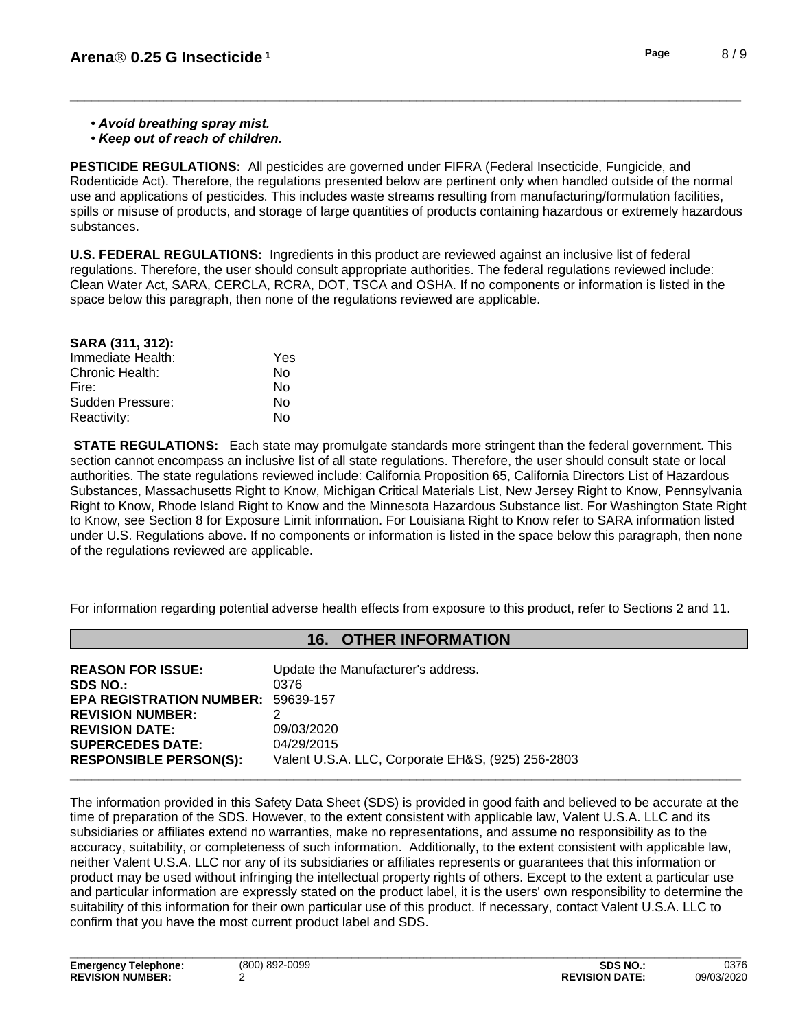- ***Avoid breathing spray mist.***
- ***Keep out of reach of children.***

**PESTICIDE REGULATIONS:** All pesticides are governed under FIFRA (Federal Insecticide, Fungicide, and Rodenticide Act). Therefore, the regulations presented below are pertinent only when handled outside of the normal use and applications of pesticides. This includes waste streams resulting from manufacturing/formulation facilities, spills or misuse of products, and storage of large quantities of products containing hazardous or extremely hazardous substances.

**U.S. FEDERAL REGULATIONS:** Ingredients in this product are reviewed against an inclusive list of federal regulations. Therefore, the user should consult appropriate authorities. The federal regulations reviewed include: Clean Water Act, SARA, CERCLA, RCRA, DOT, TSCA and OSHA. If no components or information is listed in the space below this paragraph, then none of the regulations reviewed are applicable.

**SARA (311, 312):**

| | |
|---|---|
| Immediate Health: | Yes |
| Chronic Health: | No |
| Fire: | No |
| Sudden Pressure: | No |
| Reactivity: | No |

**STATE REGULATIONS:** Each state may promulgate standards more stringent than the federal government. This section cannot encompass an inclusive list of all state regulations. Therefore, the user should consult state or local authorities. The state regulations reviewed include: California Proposition 65, California Directors List of Hazardous Substances, Massachusetts Right to Know, Michigan Critical Materials List, New Jersey Right to Know, Pennsylvania Right to Know, Rhode Island Right to Know and the Minnesota Hazardous Substance list. For Washington State Right to Know, see Section 8 for Exposure Limit information. For Louisiana Right to Know refer to SARA information listed under U.S. Regulations above. If no components or information is listed in the space below this paragraph, then none of the regulations reviewed are applicable.

For information regarding potential adverse health effects from exposure to this product, refer to Sections 2 and 11.

## 16. OTHER INFORMATION

| | |
|---|---|
| **REASON FOR ISSUE:** | Update the Manufacturer's address. |
| **SDS NO.:** | 0376 |
| **EPA REGISTRATION NUMBER:** | 59639-157 |
| **REVISION NUMBER:** | 2 |
| **REVISION DATE:** | 09/03/2020 |
| **SUPERCEDES DATE:** | 04/29/2015 |
| **RESPONSIBLE PERSON(S):** | Valent U.S.A. LLC, Corporate EH&S, (925) 256-2803 |

The information provided in this Safety Data Sheet (SDS) is provided in good faith and believed to be accurate at the time of preparation of the SDS. However, to the extent consistent with applicable law, Valent U.S.A. LLC and its subsidiaries or affiliates extend no warranties, make no representations, and assume no responsibility as to the accuracy, suitability, or completeness of such information. Additionally, to the extent consistent with applicable law, neither Valent U.S.A. LLC nor any of its subsidiaries or affiliates represents or guarantees that this information or product may be used without infringing the intellectual property rights of others. Except to the extent a particular use and particular information are expressly stated on the product label, it is the users' own responsibility to determine the suitability of this information for their own particular use of this product. If necessary, contact Valent U.S.A. LLC to confirm that you have the most current product label and SDS.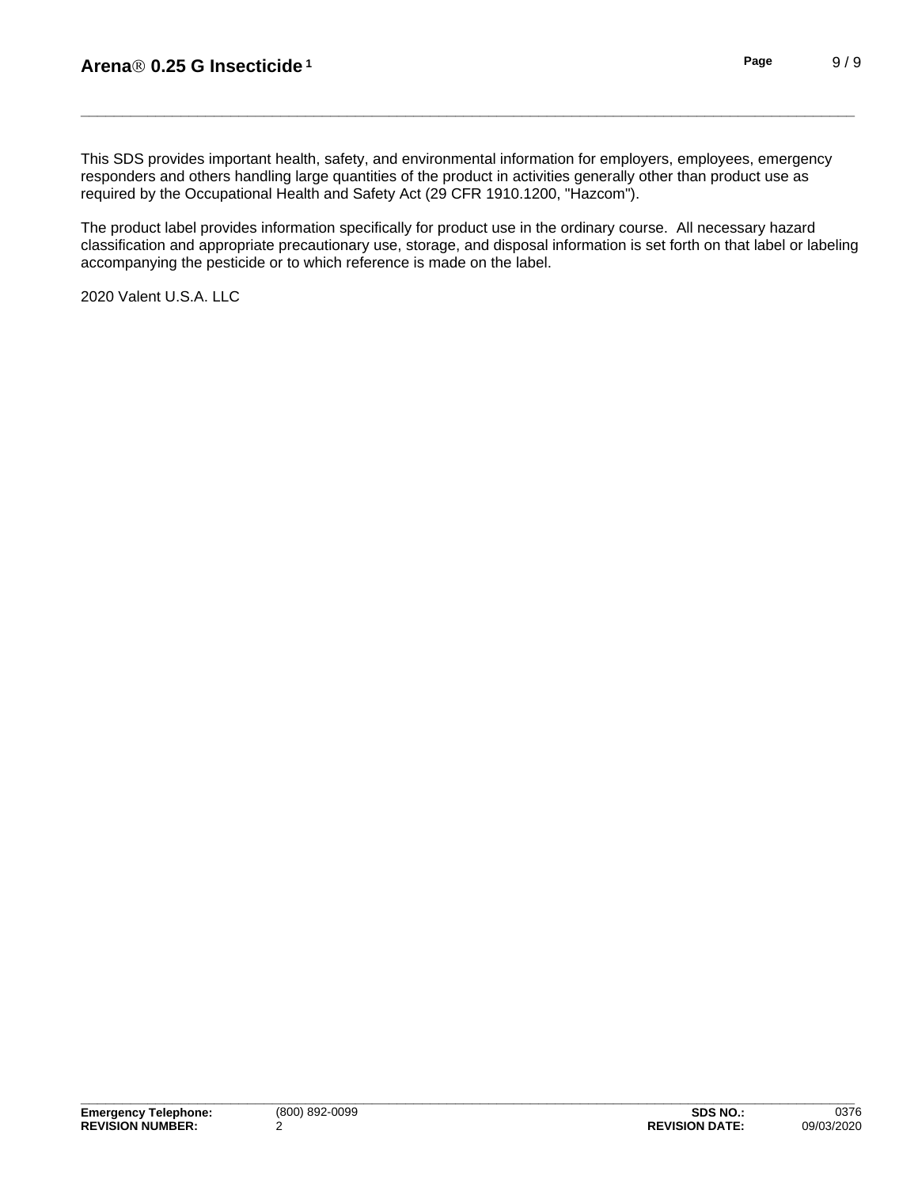This SDS provides important health, safety, and environmental information for employers, employees, emergency responders and others handling large quantities of the product in activities generally other than product use as required by the Occupational Health and Safety Act (29 CFR 1910.1200, "Hazcom").

The product label provides information specifically for product use in the ordinary course. All necessary hazard classification and appropriate precautionary use, storage, and disposal information is set forth on that label or labeling accompanying the pesticide or to which reference is made on the label.

2020 Valent U.S.A. LLC